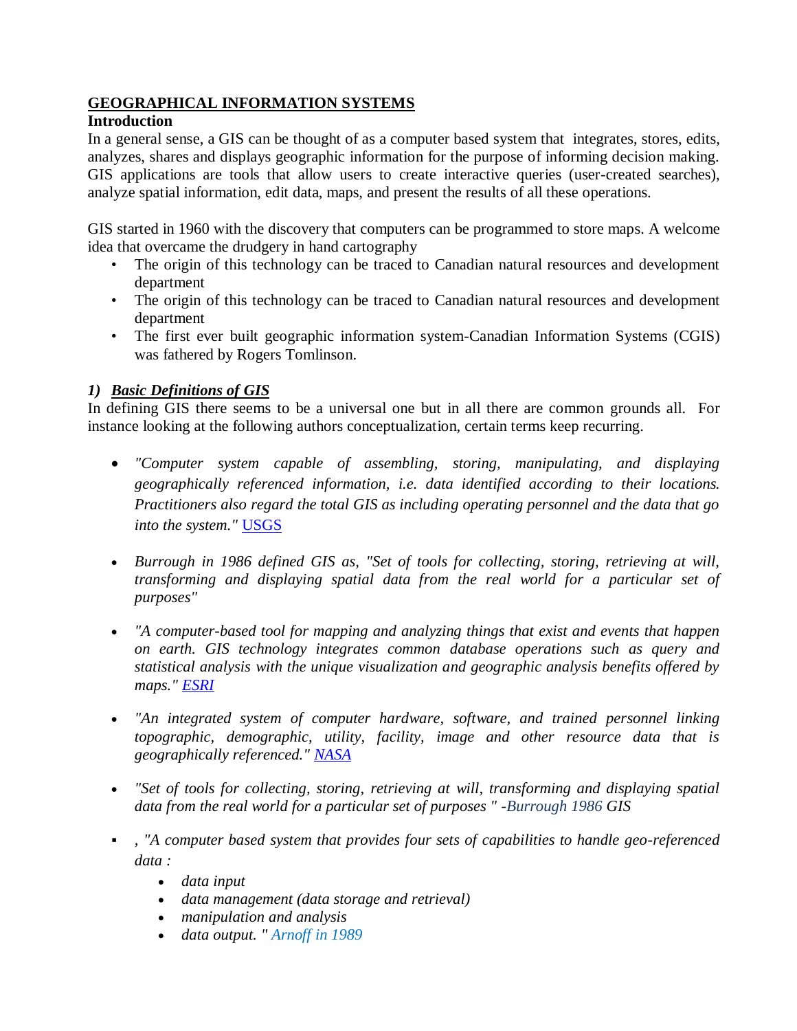# GEOGRAPHICAL INFORMATION SYSTEMS

## Introduction

In a general sense, a GIS can be thought of as a computer based system that integrates, stores, edits, analyzes, shares and displays geographic information for the purpose of informing decision making. GIS applications are tools that allow users to create interactive queries (user-created searches), analyze spatial information, edit data, maps, and present the results of all these operations.

GIS started in 1960 with the discovery that computers can be programmed to store maps. A welcome idea that overcame the drudgery in hand cartography

- The origin of this technology can be traced to Canadian natural resources and development department
- The origin of this technology can be traced to Canadian natural resources and development department
- The first ever built geographic information system-Canadian Information Systems (CGIS) was fathered by Rogers Tomlinson.

### *1) Basic Definitions of GIS*

In defining GIS there seems to be a universal one but in all there are common grounds all. For instance looking at the following authors conceptualization, certain terms keep recurring.

- *"Computer system capable of assembling, storing, manipulating, and displaying geographically referenced information, i.e. data identified according to their locations. Practitioners also regard the total GIS as including operating personnel and the data that go into the system."* USGS

- *Burrough in 1986 defined GIS as, "Set of tools for collecting, storing, retrieving at will, transforming and displaying spatial data from the real world for a particular set of purposes"*

- *"A computer-based tool for mapping and analyzing things that exist and events that happen on earth. GIS technology integrates common database operations such as query and statistical analysis with the unique visualization and geographic analysis benefits offered by maps." ESRI*

- *"An integrated system of computer hardware, software, and trained personnel linking topographic, demographic, utility, facility, image and other resource data that is geographically referenced." NASA*

- *"Set of tools for collecting, storing, retrieving at will, transforming and displaying spatial data from the real world for a particular set of purposes " -Burrough 1986 GIS*

- *, "A computer based system that provides four sets of capabilities to handle geo-referenced data :*
  - *data input*
  - *data management (data storage and retrieval)*
  - *manipulation and analysis*
  - *data output. " Arnoff in 1989*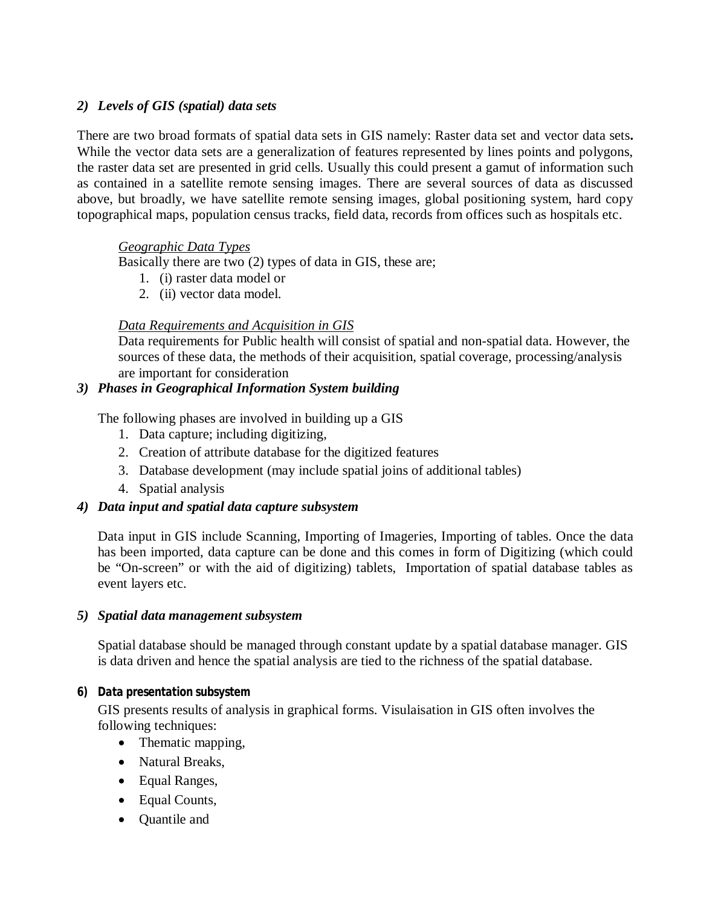### 2) *Levels of GIS (spatial) data sets*

There are two broad formats of spatial data sets in GIS namely: Raster data set and vector data sets**.** While the vector data sets are a generalization of features represented by lines points and polygons, the raster data set are presented in grid cells. Usually this could present a gamut of information such as contained in a satellite remote sensing images. There are several sources of data as discussed above, but broadly, we have satellite remote sensing images, global positioning system, hard copy topographical maps, population census tracks, field data, records from offices such as hospitals etc.

*Geographic Data Types*

Basically there are two (2) types of data in GIS, these are;

1. (i) raster data model or
2. (ii) vector data model.

*Data Requirements and Acquisition in GIS*

Data requirements for Public health will consist of spatial and non-spatial data. However, the sources of these data, the methods of their acquisition, spatial coverage, processing/analysis are important for consideration

### 3) *Phases in Geographical Information System building*

The following phases are involved in building up a GIS

1. Data capture; including digitizing,
2. Creation of attribute database for the digitized features
3. Database development (may include spatial joins of additional tables)
4. Spatial analysis

### 4) *Data input and spatial data capture subsystem*

Data input in GIS include Scanning, Importing of Imageries, Importing of tables. Once the data has been imported, data capture can be done and this comes in form of Digitizing (which could be "On-screen" or with the aid of digitizing) tablets, Importation of spatial database tables as event layers etc.

### 5) *Spatial data management subsystem*

Spatial database should be managed through constant update by a spatial database manager. GIS is data driven and hence the spatial analysis are tied to the richness of the spatial database.

### 6) **Data presentation subsystem**

GIS presents results of analysis in graphical forms. Visulaisation in GIS often involves the following techniques:

- Thematic mapping,
- Natural Breaks,
- Equal Ranges,
- Equal Counts,
- Quantile and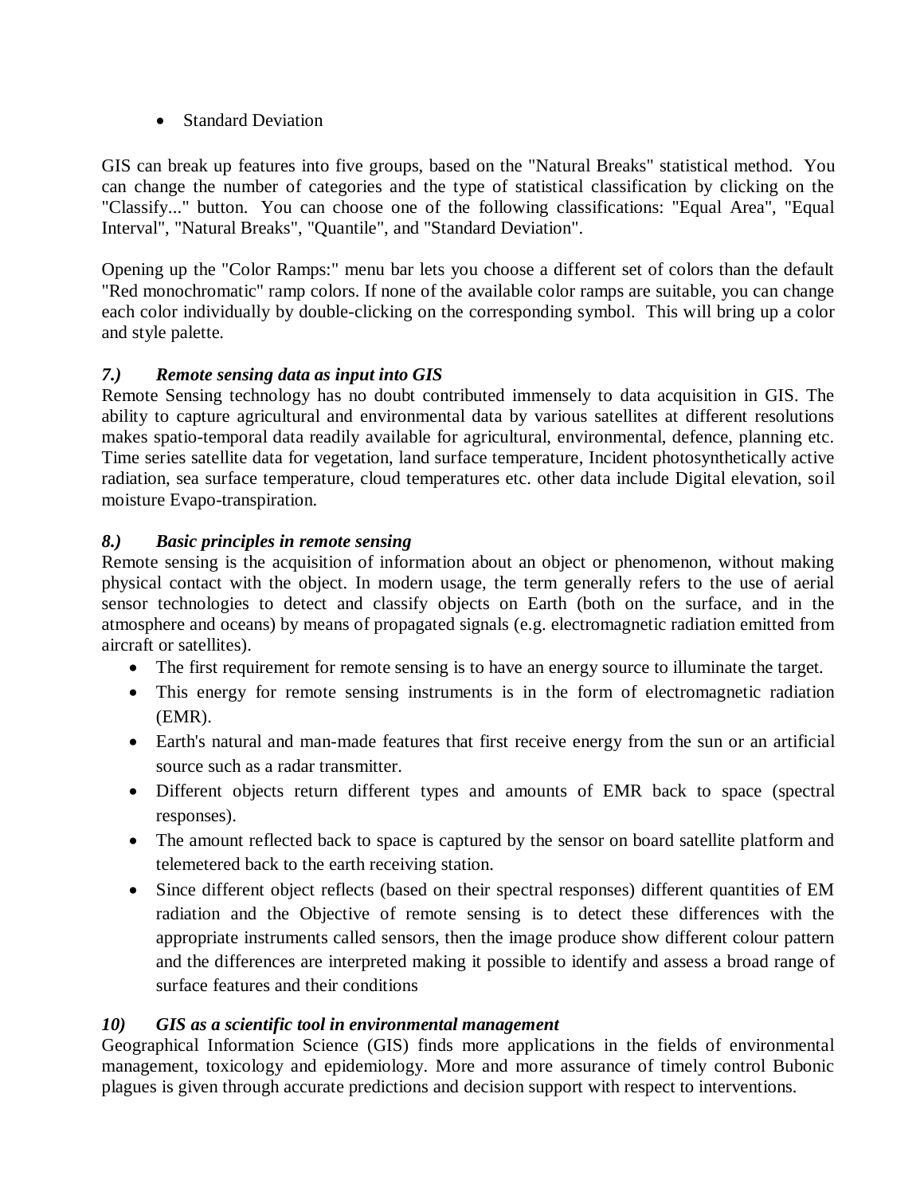- Standard Deviation

GIS can break up features into five groups, based on the "Natural Breaks" statistical method. You can change the number of categories and the type of statistical classification by clicking on the "Classify..." button. You can choose one of the following classifications: "Equal Area", "Equal Interval", "Natural Breaks", "Quantile", and "Standard Deviation".

Opening up the "Color Ramps:" menu bar lets you choose a different set of colors than the default "Red monochromatic" ramp colors. If none of the available color ramps are suitable, you can change each color individually by double-clicking on the corresponding symbol. This will bring up a color and style palette.

### *7.) Remote sensing data as input into GIS*

Remote Sensing technology has no doubt contributed immensely to data acquisition in GIS. The ability to capture agricultural and environmental data by various satellites at different resolutions makes spatio-temporal data readily available for agricultural, environmental, defence, planning etc. Time series satellite data for vegetation, land surface temperature, Incident photosynthetically active radiation, sea surface temperature, cloud temperatures etc. other data include Digital elevation, soil moisture Evapo-transpiration.

### *8.) Basic principles in remote sensing*

Remote sensing is the acquisition of information about an object or phenomenon, without making physical contact with the object. In modern usage, the term generally refers to the use of aerial sensor technologies to detect and classify objects on Earth (both on the surface, and in the atmosphere and oceans) by means of propagated signals (e.g. electromagnetic radiation emitted from aircraft or satellites).

- The first requirement for remote sensing is to have an energy source to illuminate the target.
- This energy for remote sensing instruments is in the form of electromagnetic radiation (EMR).
- Earth's natural and man-made features that first receive energy from the sun or an artificial source such as a radar transmitter.
- Different objects return different types and amounts of EMR back to space (spectral responses).
- The amount reflected back to space is captured by the sensor on board satellite platform and telemetered back to the earth receiving station.
- Since different object reflects (based on their spectral responses) different quantities of EM radiation and the Objective of remote sensing is to detect these differences with the appropriate instruments called sensors, then the image produce show different colour pattern and the differences are interpreted making it possible to identify and assess a broad range of surface features and their conditions

### *10) GIS as a scientific tool in environmental management*

Geographical Information Science (GIS) finds more applications in the fields of environmental management, toxicology and epidemiology. More and more assurance of timely control Bubonic plagues is given through accurate predictions and decision support with respect to interventions.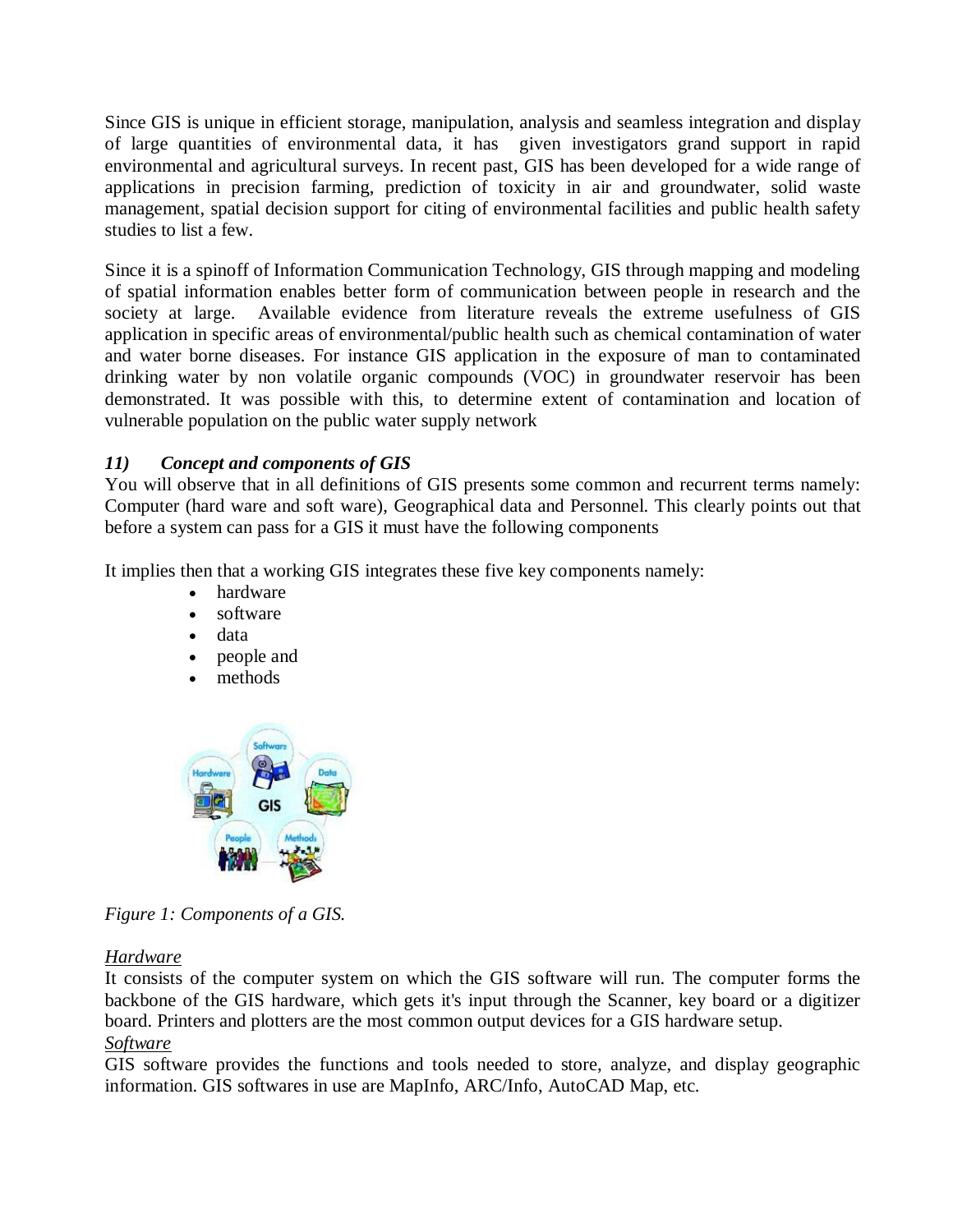Since GIS is unique in efficient storage, manipulation, analysis and seamless integration and display of large quantities of environmental data, it has given investigators grand support in rapid environmental and agricultural surveys. In recent past, GIS has been developed for a wide range of applications in precision farming, prediction of toxicity in air and groundwater, solid waste management, spatial decision support for citing of environmental facilities and public health safety studies to list a few.

Since it is a spinoff of Information Communication Technology, GIS through mapping and modeling of spatial information enables better form of communication between people in research and the society at large. Available evidence from literature reveals the extreme usefulness of GIS application in specific areas of environmental/public health such as chemical contamination of water and water borne diseases. For instance GIS application in the exposure of man to contaminated drinking water by non volatile organic compounds (VOC) in groundwater reservoir has been demonstrated. It was possible with this, to determine extent of contamination and location of vulnerable population on the public water supply network

### *11) Concept and components of GIS*

You will observe that in all definitions of GIS presents some common and recurrent terms namely: Computer (hard ware and soft ware), Geographical data and Personnel. This clearly points out that before a system can pass for a GIS it must have the following components

It implies then that a working GIS integrates these five key components namely:

- hardware
- software
- data
- people and
- methods

*Figure 1: Components of a GIS.*

<u>*Hardware*</u>

It consists of the computer system on which the GIS software will run. The computer forms the backbone of the GIS hardware, which gets it's input through the Scanner, key board or a digitizer board. Printers and plotters are the most common output devices for a GIS hardware setup.

<u>*Software*</u>

GIS software provides the functions and tools needed to store, analyze, and display geographic information. GIS softwares in use are MapInfo, ARC/Info, AutoCAD Map, etc.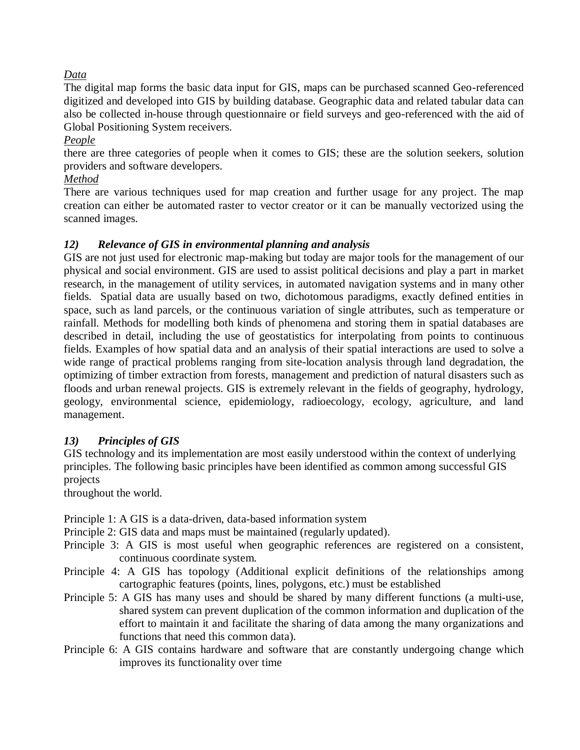*Data*

The digital map forms the basic data input for GIS, maps can be purchased scanned Geo-referenced digitized and developed into GIS by building database. Geographic data and related tabular data can also be collected in-house through questionnaire or field surveys and geo-referenced with the aid of Global Positioning System receivers.

*People*

there are three categories of people when it comes to GIS; these are the solution seekers, solution providers and software developers.

*Method*

There are various techniques used for map creation and further usage for any project. The map creation can either be automated raster to vector creator or it can be manually vectorized using the scanned images.

### *12) Relevance of GIS in environmental planning and analysis*

GIS are not just used for electronic map-making but today are major tools for the management of our physical and social environment. GIS are used to assist political decisions and play a part in market research, in the management of utility services, in automated navigation systems and in many other fields. Spatial data are usually based on two, dichotomous paradigms, exactly defined entities in space, such as land parcels, or the continuous variation of single attributes, such as temperature or rainfall. Methods for modelling both kinds of phenomena and storing them in spatial databases are described in detail, including the use of geostatistics for interpolating from points to continuous fields. Examples of how spatial data and an analysis of their spatial interactions are used to solve a wide range of practical problems ranging from site-location analysis through land degradation, the optimizing of timber extraction from forests, management and prediction of natural disasters such as floods and urban renewal projects. GIS is extremely relevant in the fields of geography, hydrology, geology, environmental science, epidemiology, radioecology, ecology, agriculture, and land management.

### *13) Principles of GIS*

GIS technology and its implementation are most easily understood within the context of underlying principles. The following basic principles have been identified as common among successful GIS projects
throughout the world.

Principle 1: A GIS is a data-driven, data-based information system

Principle 2: GIS data and maps must be maintained (regularly updated).

Principle 3: A GIS is most useful when geographic references are registered on a consistent, continuous coordinate system.

Principle 4: A GIS has topology (Additional explicit definitions of the relationships among cartographic features (points, lines, polygons, etc.) must be established

Principle 5: A GIS has many uses and should be shared by many different functions (a multi-use, shared system can prevent duplication of the common information and duplication of the effort to maintain it and facilitate the sharing of data among the many organizations and functions that need this common data).

Principle 6: A GIS contains hardware and software that are constantly undergoing change which improves its functionality over time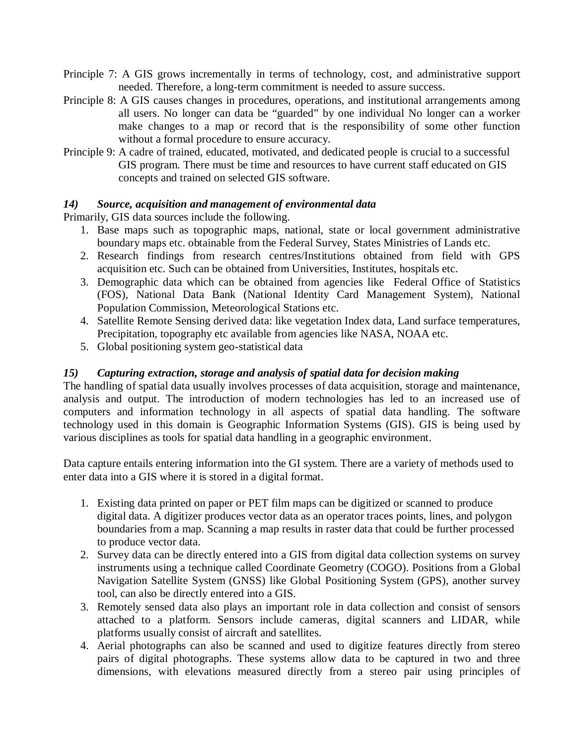Principle 7: A GIS grows incrementally in terms of technology, cost, and administrative support needed. Therefore, a long-term commitment is needed to assure success.

Principle 8: A GIS causes changes in procedures, operations, and institutional arrangements among all users. No longer can data be "guarded" by one individual No longer can a worker make changes to a map or record that is the responsibility of some other function without a formal procedure to ensure accuracy.

Principle 9: A cadre of trained, educated, motivated, and dedicated people is crucial to a successful GIS program. There must be time and resources to have current staff educated on GIS concepts and trained on selected GIS software.

### *14) Source, acquisition and management of environmental data*

Primarily, GIS data sources include the following.

1. Base maps such as topographic maps, national, state or local government administrative boundary maps etc. obtainable from the Federal Survey, States Ministries of Lands etc.
2. Research findings from research centres/Institutions obtained from field with GPS acquisition etc. Such can be obtained from Universities, Institutes, hospitals etc.
3. Demographic data which can be obtained from agencies like Federal Office of Statistics (FOS), National Data Bank (National Identity Card Management System), National Population Commission, Meteorological Stations etc.
4. Satellite Remote Sensing derived data: like vegetation Index data, Land surface temperatures, Precipitation, topography etc available from agencies like NASA, NOAA etc.
5. Global positioning system geo-statistical data

### *15) Capturing extraction, storage and analysis of spatial data for decision making*

The handling of spatial data usually involves processes of data acquisition, storage and maintenance, analysis and output. The introduction of modern technologies has led to an increased use of computers and information technology in all aspects of spatial data handling. The software technology used in this domain is Geographic Information Systems (GIS). GIS is being used by various disciplines as tools for spatial data handling in a geographic environment.

Data capture entails entering information into the GI system. There are a variety of methods used to enter data into a GIS where it is stored in a digital format.

1. Existing data printed on paper or PET film maps can be digitized or scanned to produce digital data. A digitizer produces vector data as an operator traces points, lines, and polygon boundaries from a map. Scanning a map results in raster data that could be further processed to produce vector data.
2. Survey data can be directly entered into a GIS from digital data collection systems on survey instruments using a technique called Coordinate Geometry (COGO). Positions from a Global Navigation Satellite System (GNSS) like Global Positioning System (GPS), another survey tool, can also be directly entered into a GIS.
3. Remotely sensed data also plays an important role in data collection and consist of sensors attached to a platform. Sensors include cameras, digital scanners and LIDAR, while platforms usually consist of aircraft and satellites.
4. Aerial photographs can also be scanned and used to digitize features directly from stereo pairs of digital photographs. These systems allow data to be captured in two and three dimensions, with elevations measured directly from a stereo pair using principles of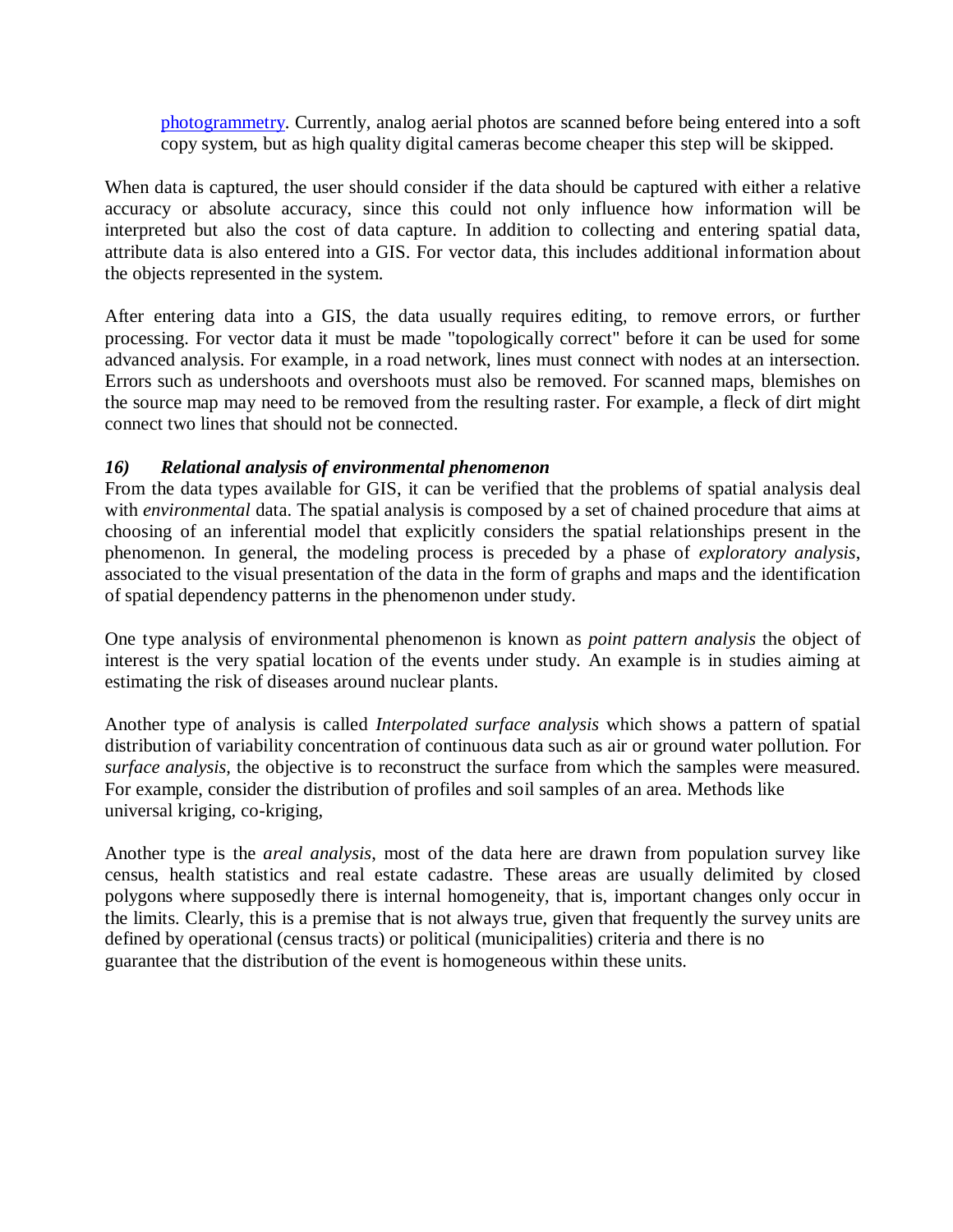photogrammetry. Currently, analog aerial photos are scanned before being entered into a soft copy system, but as high quality digital cameras become cheaper this step will be skipped.

When data is captured, the user should consider if the data should be captured with either a relative accuracy or absolute accuracy, since this could not only influence how information will be interpreted but also the cost of data capture. In addition to collecting and entering spatial data, attribute data is also entered into a GIS. For vector data, this includes additional information about the objects represented in the system.

After entering data into a GIS, the data usually requires editing, to remove errors, or further processing. For vector data it must be made "topologically correct" before it can be used for some advanced analysis. For example, in a road network, lines must connect with nodes at an intersection. Errors such as undershoots and overshoots must also be removed. For scanned maps, blemishes on the source map may need to be removed from the resulting raster. For example, a fleck of dirt might connect two lines that should not be connected.

### *16) Relational analysis of environmental phenomenon*

From the data types available for GIS, it can be verified that the problems of spatial analysis deal with *environmental* data. The spatial analysis is composed by a set of chained procedure that aims at choosing of an inferential model that explicitly considers the spatial relationships present in the phenomenon. In general, the modeling process is preceded by a phase of *exploratory analysis*, associated to the visual presentation of the data in the form of graphs and maps and the identification of spatial dependency patterns in the phenomenon under study.

One type analysis of environmental phenomenon is known as *point pattern analysis* the object of interest is the very spatial location of the events under study. An example is in studies aiming at estimating the risk of diseases around nuclear plants.

Another type of analysis is called *Interpolated surface analysis* which shows a pattern of spatial distribution of variability concentration of continuous data such as air or ground water pollution. For *surface analysis,* the objective is to reconstruct the surface from which the samples were measured. For example, consider the distribution of profiles and soil samples of an area. Methods like universal kriging, co-kriging,

Another type is the *areal analysis*, most of the data here are drawn from population survey like census, health statistics and real estate cadastre. These areas are usually delimited by closed polygons where supposedly there is internal homogeneity, that is, important changes only occur in the limits. Clearly, this is a premise that is not always true, given that frequently the survey units are defined by operational (census tracts) or political (municipalities) criteria and there is no guarantee that the distribution of the event is homogeneous within these units.